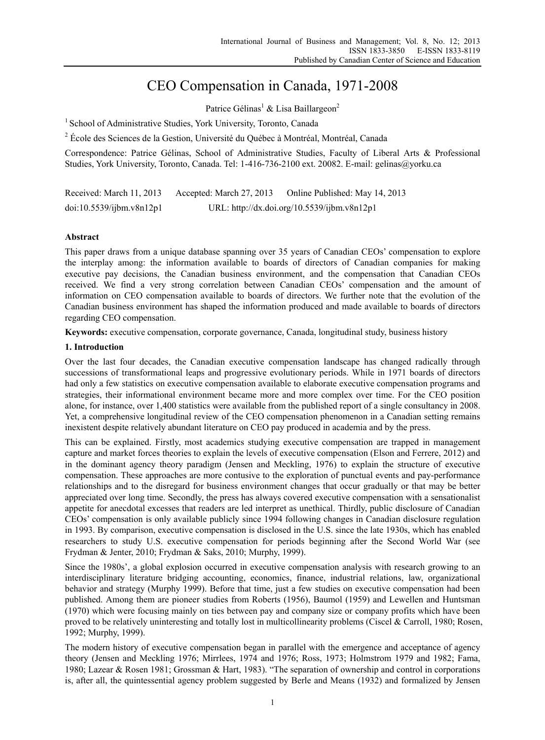# CEO Compensation in Canada, 1971-2008

Patrice Gélinas[1] & Lisa Baillargeon[2]

[1] School of Administrative Studies, York University, Toronto, Canada

[2] École des Sciences de la Gestion, Université du Québec à Montréal, Montréal, Canada

Correspondence: Patrice Gélinas, School of Administrative Studies, Faculty of Liberal Arts & Professional Studies, York University, Toronto, Canada. Tel: 1-416-736-2100 ext. 20082. E-mail: gelinas@yorku.ca

Received: March 11, 2013 Accepted: March 27, 2013 Online Published: May 14, 2013

doi:10.5539/ijbm.v8n12p1 URL: http://dx.doi.org/10.5539/ijbm.v8n12p1

## Abstract

This paper draws from a unique database spanning over 35 years of Canadian CEOs' compensation to explore the interplay among: the information available to boards of directors of Canadian companies for making executive pay decisions, the Canadian business environment, and the compensation that Canadian CEOs received. We find a very strong correlation between Canadian CEOs' compensation and the amount of information on CEO compensation available to boards of directors. We further note that the evolution of the Canadian business environment has shaped the information produced and made available to boards of directors regarding CEO compensation.

**Keywords:** executive compensation, corporate governance, Canada, longitudinal study, business history

## 1. Introduction

Over the last four decades, the Canadian executive compensation landscape has changed radically through successions of transformational leaps and progressive evolutionary periods. While in 1971 boards of directors had only a few statistics on executive compensation available to elaborate executive compensation programs and strategies, their informational environment became more and more complex over time. For the CEO position alone, for instance, over 1,400 statistics were available from the published report of a single consultancy in 2008. Yet, a comprehensive longitudinal review of the CEO compensation phenomenon in a Canadian setting remains inexistent despite relatively abundant literature on CEO pay produced in academia and by the press.

This can be explained. Firstly, most academics studying executive compensation are trapped in management capture and market forces theories to explain the levels of executive compensation (Elson and Ferrere, 2012) and in the dominant agency theory paradigm (Jensen and Meckling, 1976) to explain the structure of executive compensation. These approaches are more contusive to the exploration of punctual events and pay-performance relationships and to the disregard for business environment changes that occur gradually or that may be better appreciated over long time. Secondly, the press has always covered executive compensation with a sensationalist appetite for anecdotal excesses that readers are led interpret as unethical. Thirdly, public disclosure of Canadian CEOs' compensation is only available publicly since 1994 following changes in Canadian disclosure regulation in 1993. By comparison, executive compensation is disclosed in the U.S. since the late 1930s, which has enabled researchers to study U.S. executive compensation for periods beginning after the Second World War (see Frydman & Jenter, 2010; Frydman & Saks, 2010; Murphy, 1999).

Since the 1980s', a global explosion occurred in executive compensation analysis with research growing to an interdisciplinary literature bridging accounting, economics, finance, industrial relations, law, organizational behavior and strategy (Murphy 1999). Before that time, just a few studies on executive compensation had been published. Among them are pioneer studies from Roberts (1956), Baumol (1959) and Lewellen and Huntsman (1970) which were focusing mainly on ties between pay and company size or company profits which have been proved to be relatively uninteresting and totally lost in multicollinearity problems (Ciscel & Carroll, 1980; Rosen, 1992; Murphy, 1999).

The modern history of executive compensation began in parallel with the emergence and acceptance of agency theory (Jensen and Meckling 1976; Mirrlees, 1974 and 1976; Ross, 1973; Holmstrom 1979 and 1982; Fama, 1980; Lazear & Rosen 1981; Grossman & Hart, 1983). "The separation of ownership and control in corporations is, after all, the quintessential agency problem suggested by Berle and Means (1932) and formalized by Jensen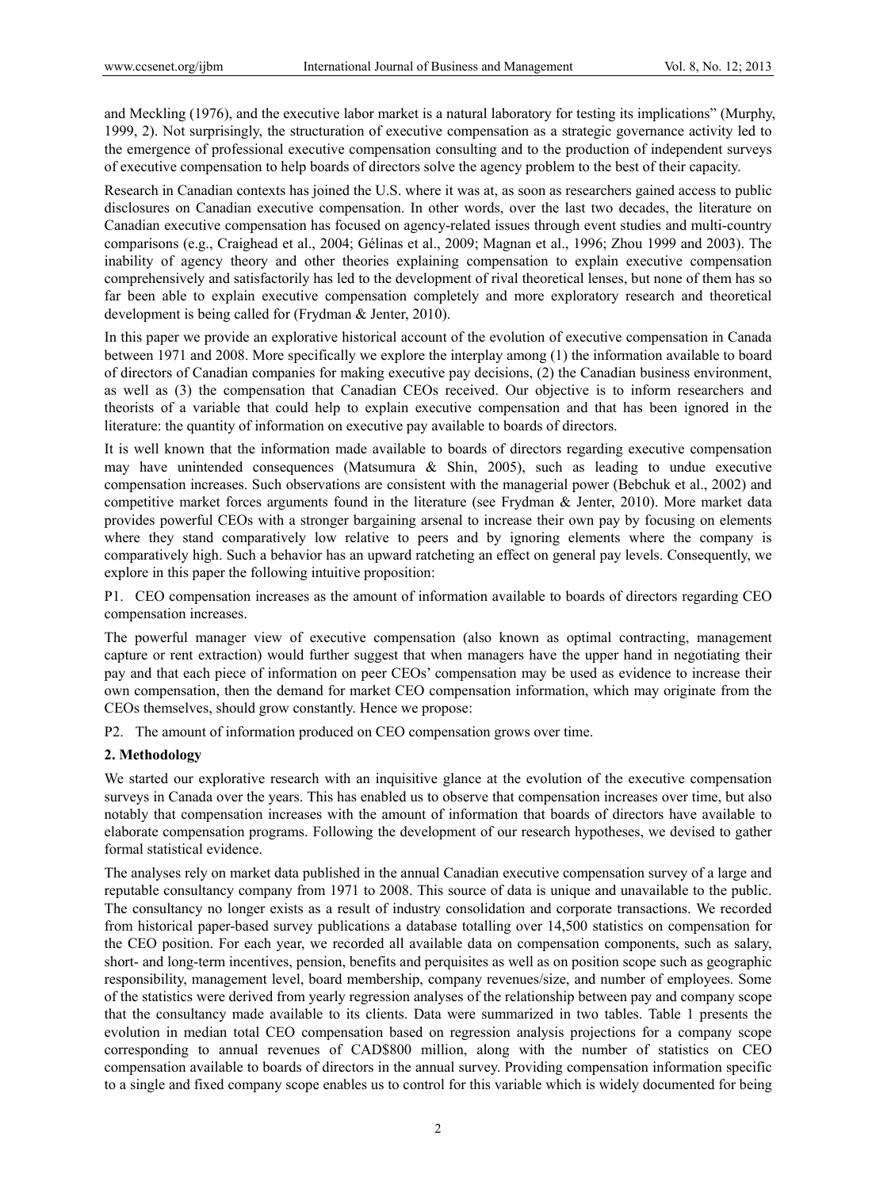and Meckling (1976), and the executive labor market is a natural laboratory for testing its implications" (Murphy, 1999, 2). Not surprisingly, the structuration of executive compensation as a strategic governance activity led to the emergence of professional executive compensation consulting and to the production of independent surveys of executive compensation to help boards of directors solve the agency problem to the best of their capacity.

Research in Canadian contexts has joined the U.S. where it was at, as soon as researchers gained access to public disclosures on Canadian executive compensation. In other words, over the last two decades, the literature on Canadian executive compensation has focused on agency-related issues through event studies and multi-country comparisons (e.g., Craighead et al., 2004; Gélinas et al., 2009; Magnan et al., 1996; Zhou 1999 and 2003). The inability of agency theory and other theories explaining compensation to explain executive compensation comprehensively and satisfactorily has led to the development of rival theoretical lenses, but none of them has so far been able to explain executive compensation completely and more exploratory research and theoretical development is being called for (Frydman & Jenter, 2010).

In this paper we provide an explorative historical account of the evolution of executive compensation in Canada between 1971 and 2008. More specifically we explore the interplay among (1) the information available to board of directors of Canadian companies for making executive pay decisions, (2) the Canadian business environment, as well as (3) the compensation that Canadian CEOs received. Our objective is to inform researchers and theorists of a variable that could help to explain executive compensation and that has been ignored in the literature: the quantity of information on executive pay available to boards of directors.

It is well known that the information made available to boards of directors regarding executive compensation may have unintended consequences (Matsumura & Shin, 2005), such as leading to undue executive compensation increases. Such observations are consistent with the managerial power (Bebchuk et al., 2002) and competitive market forces arguments found in the literature (see Frydman & Jenter, 2010). More market data provides powerful CEOs with a stronger bargaining arsenal to increase their own pay by focusing on elements where they stand comparatively low relative to peers and by ignoring elements where the company is comparatively high. Such a behavior has an upward ratcheting an effect on general pay levels. Consequently, we explore in this paper the following intuitive proposition:

P1. CEO compensation increases as the amount of information available to boards of directors regarding CEO compensation increases.

The powerful manager view of executive compensation (also known as optimal contracting, management capture or rent extraction) would further suggest that when managers have the upper hand in negotiating their pay and that each piece of information on peer CEOs' compensation may be used as evidence to increase their own compensation, then the demand for market CEO compensation information, which may originate from the CEOs themselves, should grow constantly. Hence we propose:

P2. The amount of information produced on CEO compensation grows over time.

## 2. Methodology

We started our explorative research with an inquisitive glance at the evolution of the executive compensation surveys in Canada over the years. This has enabled us to observe that compensation increases over time, but also notably that compensation increases with the amount of information that boards of directors have available to elaborate compensation programs. Following the development of our research hypotheses, we devised to gather formal statistical evidence.

The analyses rely on market data published in the annual Canadian executive compensation survey of a large and reputable consultancy company from 1971 to 2008. This source of data is unique and unavailable to the public. The consultancy no longer exists as a result of industry consolidation and corporate transactions. We recorded from historical paper-based survey publications a database totalling over 14,500 statistics on compensation for the CEO position. For each year, we recorded all available data on compensation components, such as salary, short- and long-term incentives, pension, benefits and perquisites as well as on position scope such as geographic responsibility, management level, board membership, company revenues/size, and number of employees. Some of the statistics were derived from yearly regression analyses of the relationship between pay and company scope that the consultancy made available to its clients. Data were summarized in two tables. Table 1 presents the evolution in median total CEO compensation based on regression analysis projections for a company scope corresponding to annual revenues of CAD$800 million, along with the number of statistics on CEO compensation available to boards of directors in the annual survey. Providing compensation information specific to a single and fixed company scope enables us to control for this variable which is widely documented for being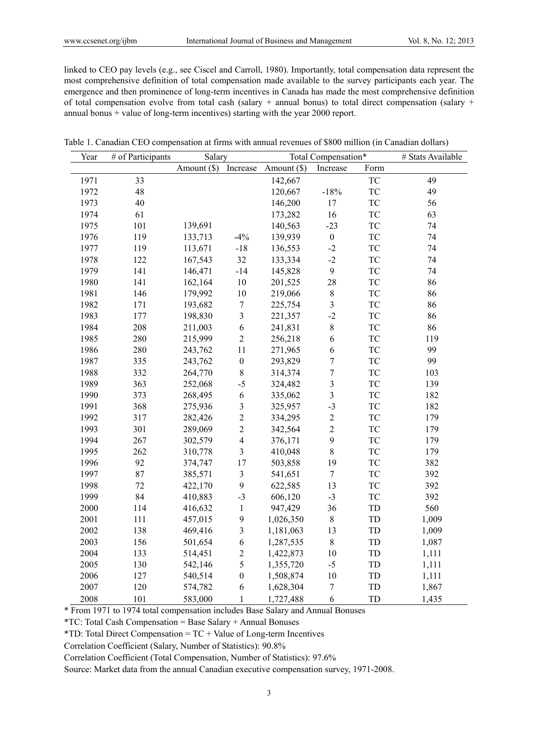linked to CEO pay levels (e.g., see Ciscel and Carroll, 1980). Importantly, total compensation data represent the most comprehensive definition of total compensation made available to the survey participants each year. The emergence and then prominence of long-term incentives in Canada has made the most comprehensive definition of total compensation evolve from total cash (salary + annual bonus) to total direct compensation (salary + annual bonus + value of long-term incentives) starting with the year 2000 report.

Table 1. Canadian CEO compensation at firms with annual revenues of $800 million (in Canadian dollars)

| Year | # of Participants | Salary | | Total Compensation* | | | # Stats Available |
|---|---|---|---|---|---|---|---|
| | | Amount ($) | Increase | Amount ($) | Increase | Form | |
| 1971 | 33 | | | 142,667 | | TC | 49 |
| 1972 | 48 | | | 120,667 | -18% | TC | 49 |
| 1973 | 40 | | | 146,200 | 17 | TC | 56 |
| 1974 | 61 | | | 173,282 | 16 | TC | 63 |
| 1975 | 101 | 139,691 | | 140,563 | -23 | TC | 74 |
| 1976 | 119 | 133,713 | -4% | 139,939 | 0 | TC | 74 |
| 1977 | 119 | 113,671 | -18 | 136,553 | -2 | TC | 74 |
| 1978 | 122 | 167,543 | 32 | 133,334 | -2 | TC | 74 |
| 1979 | 141 | 146,471 | -14 | 145,828 | 9 | TC | 74 |
| 1980 | 141 | 162,164 | 10 | 201,525 | 28 | TC | 86 |
| 1981 | 146 | 179,992 | 10 | 219,066 | 8 | TC | 86 |
| 1982 | 171 | 193,682 | 7 | 225,754 | 3 | TC | 86 |
| 1983 | 177 | 198,830 | 3 | 221,357 | -2 | TC | 86 |
| 1984 | 208 | 211,003 | 6 | 241,831 | 8 | TC | 86 |
| 1985 | 280 | 215,999 | 2 | 256,218 | 6 | TC | 119 |
| 1986 | 280 | 243,762 | 11 | 271,965 | 6 | TC | 99 |
| 1987 | 335 | 243,762 | 0 | 293,829 | 7 | TC | 99 |
| 1988 | 332 | 264,770 | 8 | 314,374 | 7 | TC | 103 |
| 1989 | 363 | 252,068 | -5 | 324,482 | 3 | TC | 139 |
| 1990 | 373 | 268,495 | 6 | 335,062 | 3 | TC | 182 |
| 1991 | 368 | 275,936 | 3 | 325,957 | -3 | TC | 182 |
| 1992 | 317 | 282,426 | 2 | 334,295 | 2 | TC | 179 |
| 1993 | 301 | 289,069 | 2 | 342,564 | 2 | TC | 179 |
| 1994 | 267 | 302,579 | 4 | 376,171 | 9 | TC | 179 |
| 1995 | 262 | 310,778 | 3 | 410,048 | 8 | TC | 179 |
| 1996 | 92 | 374,747 | 17 | 503,858 | 19 | TC | 382 |
| 1997 | 87 | 385,571 | 3 | 541,651 | 7 | TC | 392 |
| 1998 | 72 | 422,170 | 9 | 622,585 | 13 | TC | 392 |
| 1999 | 84 | 410,883 | -3 | 606,120 | -3 | TC | 392 |
| 2000 | 114 | 416,632 | 1 | 947,429 | 36 | TD | 560 |
| 2001 | 111 | 457,015 | 9 | 1,026,350 | 8 | TD | 1,009 |
| 2002 | 138 | 469,416 | 3 | 1,181,063 | 13 | TD | 1,009 |
| 2003 | 156 | 501,654 | 6 | 1,287,535 | 8 | TD | 1,087 |
| 2004 | 133 | 514,451 | 2 | 1,422,873 | 10 | TD | 1,111 |
| 2005 | 130 | 542,146 | 5 | 1,355,720 | -5 | TD | 1,111 |
| 2006 | 127 | 540,514 | 0 | 1,508,874 | 10 | TD | 1,111 |
| 2007 | 120 | 574,782 | 6 | 1,628,304 | 7 | TD | 1,867 |
| 2008 | 101 | 583,000 | 1 | 1,727,488 | 6 | TD | 1,435 |

* From 1971 to 1974 total compensation includes Base Salary and Annual Bonuses

*TC: Total Cash Compensation = Base Salary + Annual Bonuses

*TD: Total Direct Compensation = TC + Value of Long-term Incentives

Correlation Coefficient (Salary, Number of Statistics): 90.8%

Correlation Coefficient (Total Compensation, Number of Statistics): 97.6%

Source: Market data from the annual Canadian executive compensation survey, 1971-2008.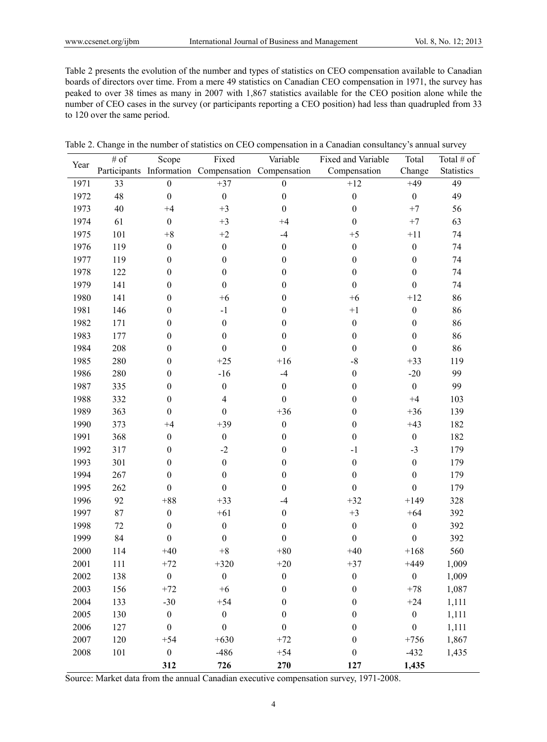Table 2 presents the evolution of the number and types of statistics on CEO compensation available to Canadian boards of directors over time. From a mere 49 statistics on Canadian CEO compensation in 1971, the survey has peaked to over 38 times as many in 2007 with 1,867 statistics available for the CEO position alone while the number of CEO cases in the survey (or participants reporting a CEO position) had less than quadrupled from 33 to 120 over the same period.

Table 2. Change in the number of statistics on CEO compensation in a Canadian consultancy's annual survey

| Year | # of Participants | Scope Information | Fixed Compensation | Variable Compensation | Fixed and Variable Compensation | Total Change | Total # of Statistics |
|---|---|---|---|---|---|---|---|
| 1971 | 33 | 0 | +37 | 0 | +12 | +49 | 49 |
| 1972 | 48 | 0 | 0 | 0 | 0 | 0 | 49 |
| 1973 | 40 | +4 | +3 | 0 | 0 | +7 | 56 |
| 1974 | 61 | 0 | +3 | +4 | 0 | +7 | 63 |
| 1975 | 101 | +8 | +2 | -4 | +5 | +11 | 74 |
| 1976 | 119 | 0 | 0 | 0 | 0 | 0 | 74 |
| 1977 | 119 | 0 | 0 | 0 | 0 | 0 | 74 |
| 1978 | 122 | 0 | 0 | 0 | 0 | 0 | 74 |
| 1979 | 141 | 0 | 0 | 0 | 0 | 0 | 74 |
| 1980 | 141 | 0 | +6 | 0 | +6 | +12 | 86 |
| 1981 | 146 | 0 | -1 | 0 | +1 | 0 | 86 |
| 1982 | 171 | 0 | 0 | 0 | 0 | 0 | 86 |
| 1983 | 177 | 0 | 0 | 0 | 0 | 0 | 86 |
| 1984 | 208 | 0 | 0 | 0 | 0 | 0 | 86 |
| 1985 | 280 | 0 | +25 | +16 | -8 | +33 | 119 |
| 1986 | 280 | 0 | -16 | -4 | 0 | -20 | 99 |
| 1987 | 335 | 0 | 0 | 0 | 0 | 0 | 99 |
| 1988 | 332 | 0 | 4 | 0 | 0 | +4 | 103 |
| 1989 | 363 | 0 | 0 | +36 | 0 | +36 | 139 |
| 1990 | 373 | +4 | +39 | 0 | 0 | +43 | 182 |
| 1991 | 368 | 0 | 0 | 0 | 0 | 0 | 182 |
| 1992 | 317 | 0 | -2 | 0 | -1 | -3 | 179 |
| 1993 | 301 | 0 | 0 | 0 | 0 | 0 | 179 |
| 1994 | 267 | 0 | 0 | 0 | 0 | 0 | 179 |
| 1995 | 262 | 0 | 0 | 0 | 0 | 0 | 179 |
| 1996 | 92 | +88 | +33 | -4 | +32 | +149 | 328 |
| 1997 | 87 | 0 | +61 | 0 | +3 | +64 | 392 |
| 1998 | 72 | 0 | 0 | 0 | 0 | 0 | 392 |
| 1999 | 84 | 0 | 0 | 0 | 0 | 0 | 392 |
| 2000 | 114 | +40 | +8 | +80 | +40 | +168 | 560 |
| 2001 | 111 | +72 | +320 | +20 | +37 | +449 | 1,009 |
| 2002 | 138 | 0 | 0 | 0 | 0 | 0 | 1,009 |
| 2003 | 156 | +72 | +6 | 0 | 0 | +78 | 1,087 |
| 2004 | 133 | -30 | +54 | 0 | 0 | +24 | 1,111 |
| 2005 | 130 | 0 | 0 | 0 | 0 | 0 | 1,111 |
| 2006 | 127 | 0 | 0 | 0 | 0 | 0 | 1,111 |
| 2007 | 120 | +54 | +630 | +72 | 0 | +756 | 1,867 |
| 2008 | 101 | 0 | -486 | +54 | 0 | -432 | 1,435 |
| | | **312** | **726** | **270** | **127** | **1,435** | |

Source: Market data from the annual Canadian executive compensation survey, 1971-2008.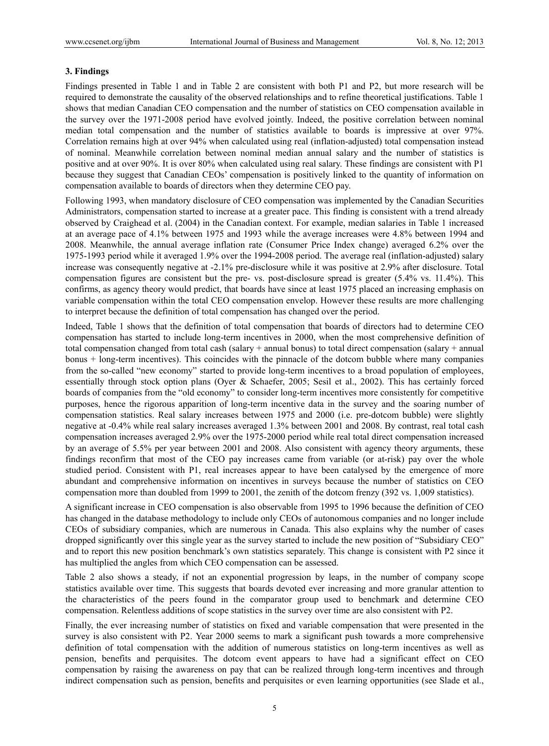### 3. Findings

Findings presented in Table 1 and in Table 2 are consistent with both P1 and P2, but more research will be required to demonstrate the causality of the observed relationships and to refine theoretical justifications. Table 1 shows that median Canadian CEO compensation and the number of statistics on CEO compensation available in the survey over the 1971-2008 period have evolved jointly. Indeed, the positive correlation between nominal median total compensation and the number of statistics available to boards is impressive at over 97%. Correlation remains high at over 94% when calculated using real (inflation-adjusted) total compensation instead of nominal. Meanwhile correlation between nominal median annual salary and the number of statistics is positive and at over 90%. It is over 80% when calculated using real salary. These findings are consistent with P1 because they suggest that Canadian CEOs' compensation is positively linked to the quantity of information on compensation available to boards of directors when they determine CEO pay.

Following 1993, when mandatory disclosure of CEO compensation was implemented by the Canadian Securities Administrators, compensation started to increase at a greater pace. This finding is consistent with a trend already observed by Craighead et al. (2004) in the Canadian context. For example, median salaries in Table 1 increased at an average pace of 4.1% between 1975 and 1993 while the average increases were 4.8% between 1994 and 2008. Meanwhile, the annual average inflation rate (Consumer Price Index change) averaged 6.2% over the 1975-1993 period while it averaged 1.9% over the 1994-2008 period. The average real (inflation-adjusted) salary increase was consequently negative at -2.1% pre-disclosure while it was positive at 2.9% after disclosure. Total compensation figures are consistent but the pre- vs. post-disclosure spread is greater (5.4% vs. 11.4%). This confirms, as agency theory would predict, that boards have since at least 1975 placed an increasing emphasis on variable compensation within the total CEO compensation envelop. However these results are more challenging to interpret because the definition of total compensation has changed over the period.

Indeed, Table 1 shows that the definition of total compensation that boards of directors had to determine CEO compensation has started to include long-term incentives in 2000, when the most comprehensive definition of total compensation changed from total cash (salary + annual bonus) to total direct compensation (salary + annual bonus + long-term incentives). This coincides with the pinnacle of the dotcom bubble where many companies from the so-called "new economy" started to provide long-term incentives to a broad population of employees, essentially through stock option plans (Oyer & Schaefer, 2005; Sesil et al., 2002). This has certainly forced boards of companies from the "old economy" to consider long-term incentives more consistently for competitive purposes, hence the rigorous apparition of long-term incentive data in the survey and the soaring number of compensation statistics. Real salary increases between 1975 and 2000 (i.e. pre-dotcom bubble) were slightly negative at -0.4% while real salary increases averaged 1.3% between 2001 and 2008. By contrast, real total cash compensation increases averaged 2.9% over the 1975-2000 period while real total direct compensation increased by an average of 5.5% per year between 2001 and 2008. Also consistent with agency theory arguments, these findings reconfirm that most of the CEO pay increases came from variable (or at-risk) pay over the whole studied period. Consistent with P1, real increases appear to have been catalysed by the emergence of more abundant and comprehensive information on incentives in surveys because the number of statistics on CEO compensation more than doubled from 1999 to 2001, the zenith of the dotcom frenzy (392 vs. 1,009 statistics).

A significant increase in CEO compensation is also observable from 1995 to 1996 because the definition of CEO has changed in the database methodology to include only CEOs of autonomous companies and no longer include CEOs of subsidiary companies, which are numerous in Canada. This also explains why the number of cases dropped significantly over this single year as the survey started to include the new position of "Subsidiary CEO" and to report this new position benchmark's own statistics separately. This change is consistent with P2 since it has multiplied the angles from which CEO compensation can be assessed.

Table 2 also shows a steady, if not an exponential progression by leaps, in the number of company scope statistics available over time. This suggests that boards devoted ever increasing and more granular attention to the characteristics of the peers found in the comparator group used to benchmark and determine CEO compensation. Relentless additions of scope statistics in the survey over time are also consistent with P2.

Finally, the ever increasing number of statistics on fixed and variable compensation that were presented in the survey is also consistent with P2. Year 2000 seems to mark a significant push towards a more comprehensive definition of total compensation with the addition of numerous statistics on long-term incentives as well as pension, benefits and perquisites. The dotcom event appears to have had a significant effect on CEO compensation by raising the awareness on pay that can be realized through long-term incentives and through indirect compensation such as pension, benefits and perquisites or even learning opportunities (see Slade et al.,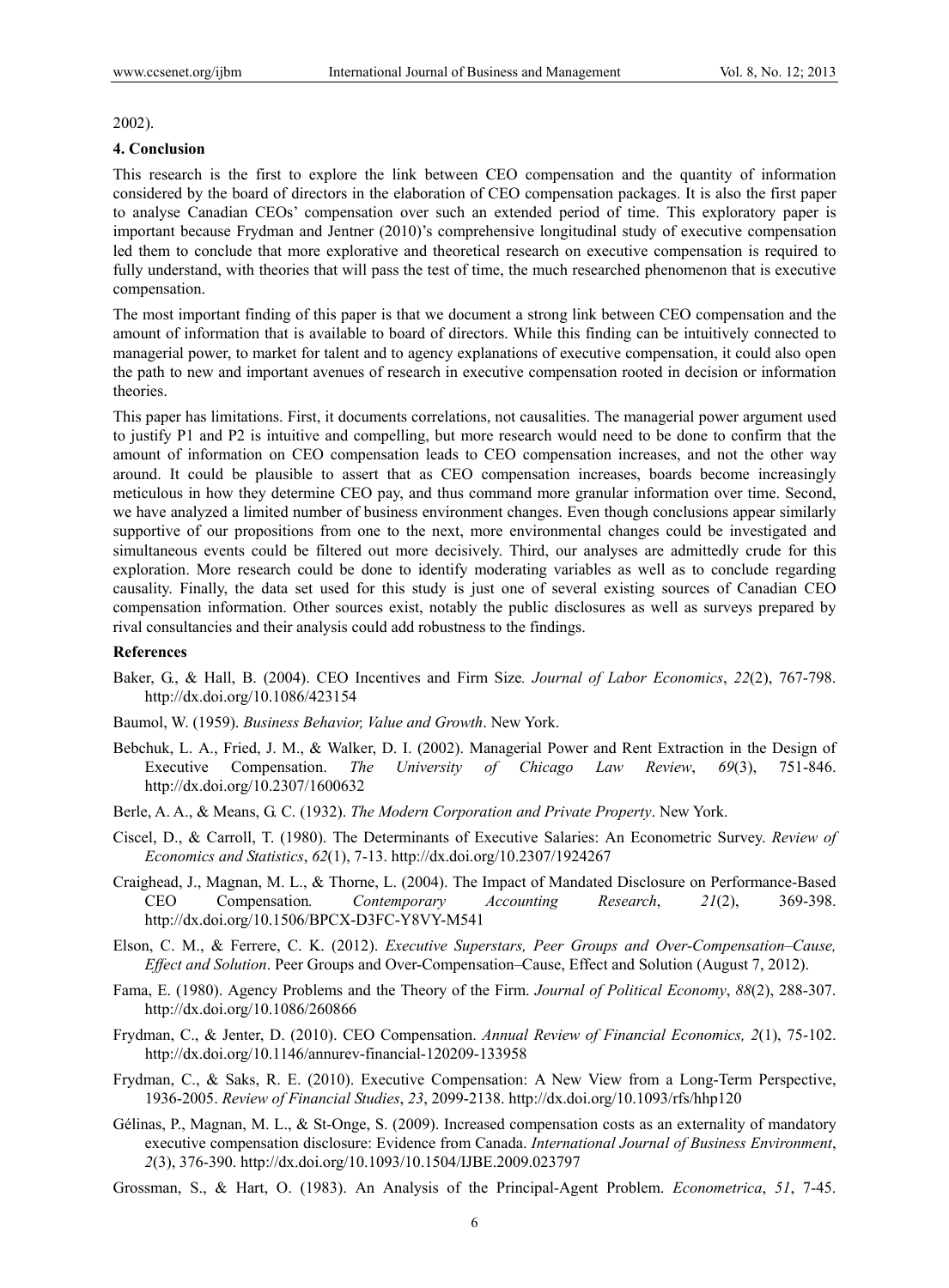2002).

## 4. Conclusion

This research is the first to explore the link between CEO compensation and the quantity of information considered by the board of directors in the elaboration of CEO compensation packages. It is also the first paper to analyse Canadian CEOs' compensation over such an extended period of time. This exploratory paper is important because Frydman and Jentner (2010)'s comprehensive longitudinal study of executive compensation led them to conclude that more explorative and theoretical research on executive compensation is required to fully understand, with theories that will pass the test of time, the much researched phenomenon that is executive compensation.

The most important finding of this paper is that we document a strong link between CEO compensation and the amount of information that is available to board of directors. While this finding can be intuitively connected to managerial power, to market for talent and to agency explanations of executive compensation, it could also open the path to new and important avenues of research in executive compensation rooted in decision or information theories.

This paper has limitations. First, it documents correlations, not causalities. The managerial power argument used to justify P1 and P2 is intuitive and compelling, but more research would need to be done to confirm that the amount of information on CEO compensation leads to CEO compensation increases, and not the other way around. It could be plausible to assert that as CEO compensation increases, boards become increasingly meticulous in how they determine CEO pay, and thus command more granular information over time. Second, we have analyzed a limited number of business environment changes. Even though conclusions appear similarly supportive of our propositions from one to the next, more environmental changes could be investigated and simultaneous events could be filtered out more decisively. Third, our analyses are admittedly crude for this exploration. More research could be done to identify moderating variables as well as to conclude regarding causality. Finally, the data set used for this study is just one of several existing sources of Canadian CEO compensation information. Other sources exist, notably the public disclosures as well as surveys prepared by rival consultancies and their analysis could add robustness to the findings.

## References

Baker, G., & Hall, B. (2004). CEO Incentives and Firm Size*.* *Journal of Labor Economics*, *22*(2), 767-798. http://dx.doi.org/10.1086/423154

Baumol, W. (1959). *Business Behavior, Value and Growth*. New York.

Bebchuk, L. A., Fried, J. M., & Walker, D. I. (2002). Managerial Power and Rent Extraction in the Design of Executive Compensation. *The University of Chicago Law Review*, *69*(3), 751-846. http://dx.doi.org/10.2307/1600632

Berle, A. A., & Means, G. C. (1932). *The Modern Corporation and Private Property*. New York.

Ciscel, D., & Carroll, T. (1980). The Determinants of Executive Salaries: An Econometric Survey. *Review of Economics and Statistics*, *62*(1), 7-13. http://dx.doi.org/10.2307/1924267

Craighead, J., Magnan, M. L., & Thorne, L. (2004). The Impact of Mandated Disclosure on Performance-Based CEO Compensation*.* *Contemporary Accounting Research*, *21*(2), 369-398. http://dx.doi.org/10.1506/BPCX-D3FC-Y8VY-M541

Elson, C. M., & Ferrere, C. K. (2012). *Executive Superstars, Peer Groups and Over-Compensation–Cause, Effect and Solution*. Peer Groups and Over-Compensation–Cause, Effect and Solution (August 7, 2012).

Fama, E. (1980). Agency Problems and the Theory of the Firm. *Journal of Political Economy*, *88*(2), 288-307. http://dx.doi.org/10.1086/260866

Frydman, C., & Jenter, D. (2010). CEO Compensation. *Annual Review of Financial Economics, 2*(1), 75-102. http://dx.doi.org/10.1146/annurev-financial-120209-133958

Frydman, C., & Saks, R. E. (2010). Executive Compensation: A New View from a Long-Term Perspective, 1936-2005. *Review of Financial Studies*, *23*, 2099-2138. http://dx.doi.org/10.1093/rfs/hhp120

Gélinas, P., Magnan, M. L., & St-Onge, S. (2009). Increased compensation costs as an externality of mandatory executive compensation disclosure: Evidence from Canada. *International Journal of Business Environment*, *2*(3), 376-390. http://dx.doi.org/10.1093/10.1504/IJBE.2009.023797

Grossman, S., & Hart, O. (1983). An Analysis of the Principal-Agent Problem. *Econometrica*, *51*, 7-45.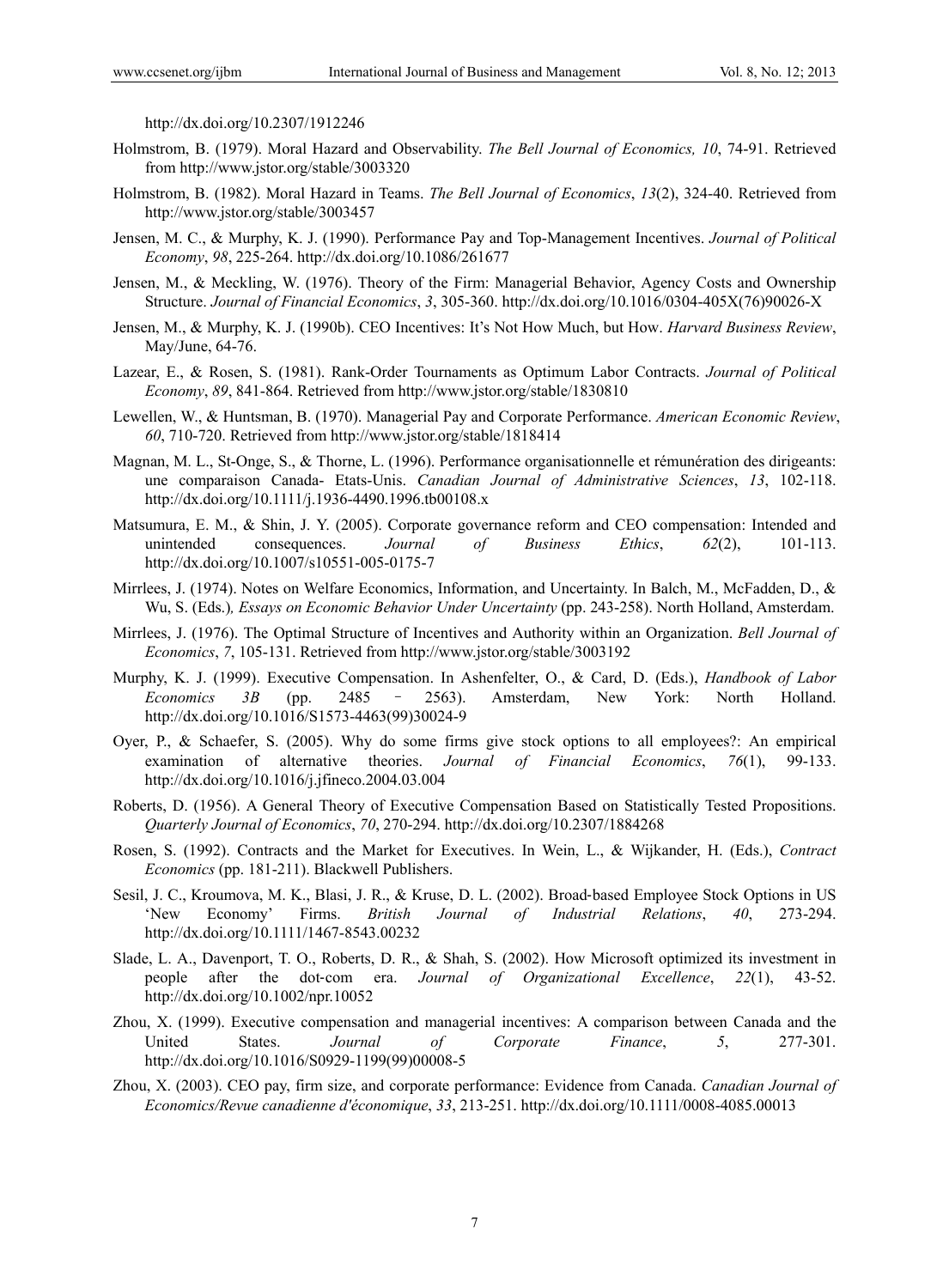http://dx.doi.org/10.2307/1912246

Holmstrom, B. (1979). Moral Hazard and Observability. *The Bell Journal of Economics, 10*, 74-91. Retrieved from http://www.jstor.org/stable/3003320

Holmstrom, B. (1982). Moral Hazard in Teams. *The Bell Journal of Economics*, *13*(2), 324-40. Retrieved from http://www.jstor.org/stable/3003457

Jensen, M. C., & Murphy, K. J. (1990). Performance Pay and Top-Management Incentives. *Journal of Political Economy*, *98*, 225-264. http://dx.doi.org/10.1086/261677

Jensen, M., & Meckling, W. (1976). Theory of the Firm: Managerial Behavior, Agency Costs and Ownership Structure. *Journal of Financial Economics*, *3*, 305-360. http://dx.doi.org/10.1016/0304-405X(76)90026-X

Jensen, M., & Murphy, K. J. (1990b). CEO Incentives: It's Not How Much, but How. *Harvard Business Review*, May/June, 64-76.

Lazear, E., & Rosen, S. (1981). Rank-Order Tournaments as Optimum Labor Contracts. *Journal of Political Economy*, *89*, 841-864. Retrieved from http://www.jstor.org/stable/1830810

Lewellen, W., & Huntsman, B. (1970). Managerial Pay and Corporate Performance. *American Economic Review*, *60*, 710-720. Retrieved from http://www.jstor.org/stable/1818414

Magnan, M. L., St-Onge, S., & Thorne, L. (1996). Performance organisationnelle et rémunération des dirigeants: une comparaison Canada- Etats-Unis. *Canadian Journal of Administrative Sciences*, *13*, 102-118. http://dx.doi.org/10.1111/j.1936-4490.1996.tb00108.x

Matsumura, E. M., & Shin, J. Y. (2005). Corporate governance reform and CEO compensation: Intended and unintended consequences. *Journal of Business Ethics*, *62*(2), 101-113. http://dx.doi.org/10.1007/s10551-005-0175-7

Mirrlees, J. (1974). Notes on Welfare Economics, Information, and Uncertainty. In Balch, M., McFadden, D., & Wu, S. (Eds.)*, Essays on Economic Behavior Under Uncertainty* (pp. 243-258). North Holland, Amsterdam.

Mirrlees, J. (1976). The Optimal Structure of Incentives and Authority within an Organization. *Bell Journal of Economics*, *7*, 105-131. Retrieved from http://www.jstor.org/stable/3003192

Murphy, K. J. (1999). Executive Compensation. In Ashenfelter, O., & Card, D. (Eds.), *Handbook of Labor Economics 3B* (pp. 2485 – 2563). Amsterdam, New York: North Holland. http://dx.doi.org/10.1016/S1573-4463(99)30024-9

Oyer, P., & Schaefer, S. (2005). Why do some firms give stock options to all employees?: An empirical examination of alternative theories. *Journal of Financial Economics*, *76*(1), 99-133. http://dx.doi.org/10.1016/j.jfineco.2004.03.004

Roberts, D. (1956). A General Theory of Executive Compensation Based on Statistically Tested Propositions. *Quarterly Journal of Economics*, *70*, 270-294. http://dx.doi.org/10.2307/1884268

Rosen, S. (1992). Contracts and the Market for Executives. In Wein, L., & Wijkander, H. (Eds.), *Contract Economics* (pp. 181-211). Blackwell Publishers.

Sesil, J. C., Kroumova, M. K., Blasi, J. R., & Kruse, D. L. (2002). Broad-based Employee Stock Options in US 'New Economy' Firms. *British Journal of Industrial Relations*, *40*, 273-294. http://dx.doi.org/10.1111/1467-8543.00232

Slade, L. A., Davenport, T. O., Roberts, D. R., & Shah, S. (2002). How Microsoft optimized its investment in people after the dot-com era. *Journal of Organizational Excellence*, *22*(1), 43-52. http://dx.doi.org/10.1002/npr.10052

Zhou, X. (1999). Executive compensation and managerial incentives: A comparison between Canada and the United States. *Journal of Corporate Finance*, *5*, 277-301. http://dx.doi.org/10.1016/S0929-1199(99)00008-5

Zhou, X. (2003). CEO pay, firm size, and corporate performance: Evidence from Canada. *Canadian Journal of Economics/Revue canadienne d'économique*, *33*, 213-251. http://dx.doi.org/10.1111/0008-4085.00013